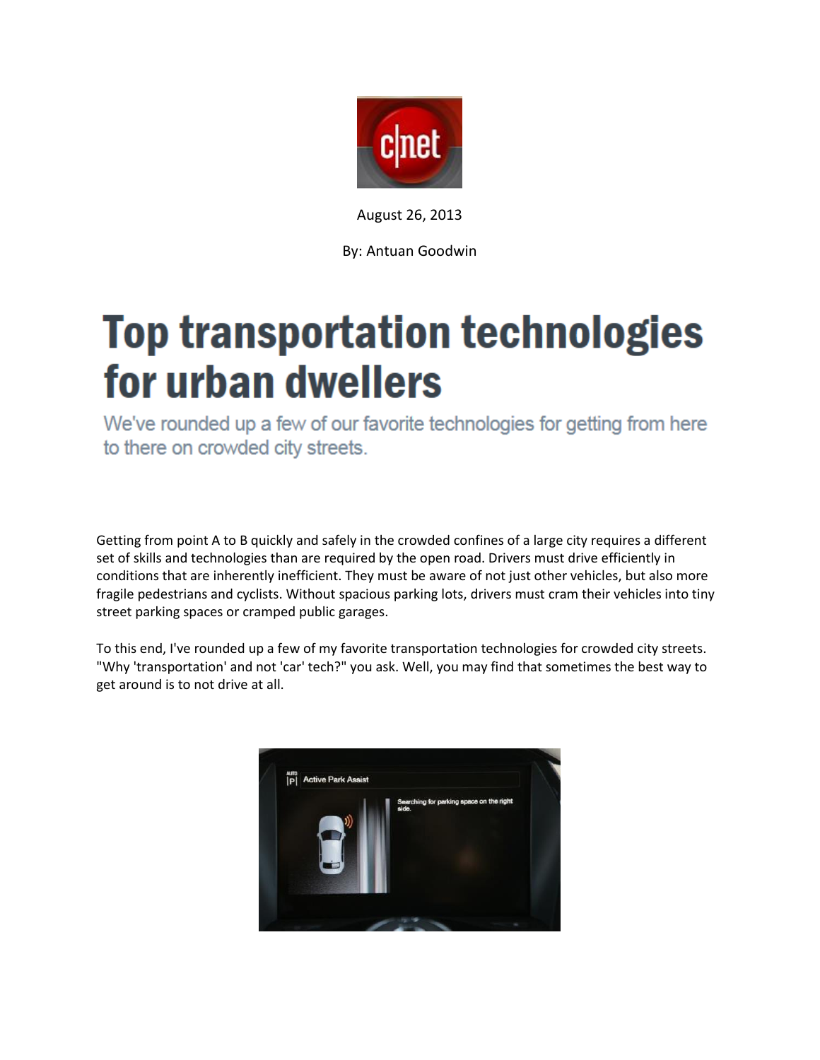August 26, 2013

By: Antuan Goodwin

# Top transportation technologies for urban dwellers

We've rounded up a few of our favorite technologies for getting from here to there on crowded city streets.

Getting from point A to B quickly and safely in the crowded confines of a large city requires a different set of skills and technologies than are required by the open road. Drivers must drive efficiently in conditions that are inherently inefficient. They must be aware of not just other vehicles, but also more fragile pedestrians and cyclists. Without spacious parking lots, drivers must cram their vehicles into tiny street parking spaces or cramped public garages.

To this end, I've rounded up a few of my favorite transportation technologies for crowded city streets. "Why 'transportation' and not 'car' tech?" you ask. Well, you may find that sometimes the best way to get around is to not drive at all.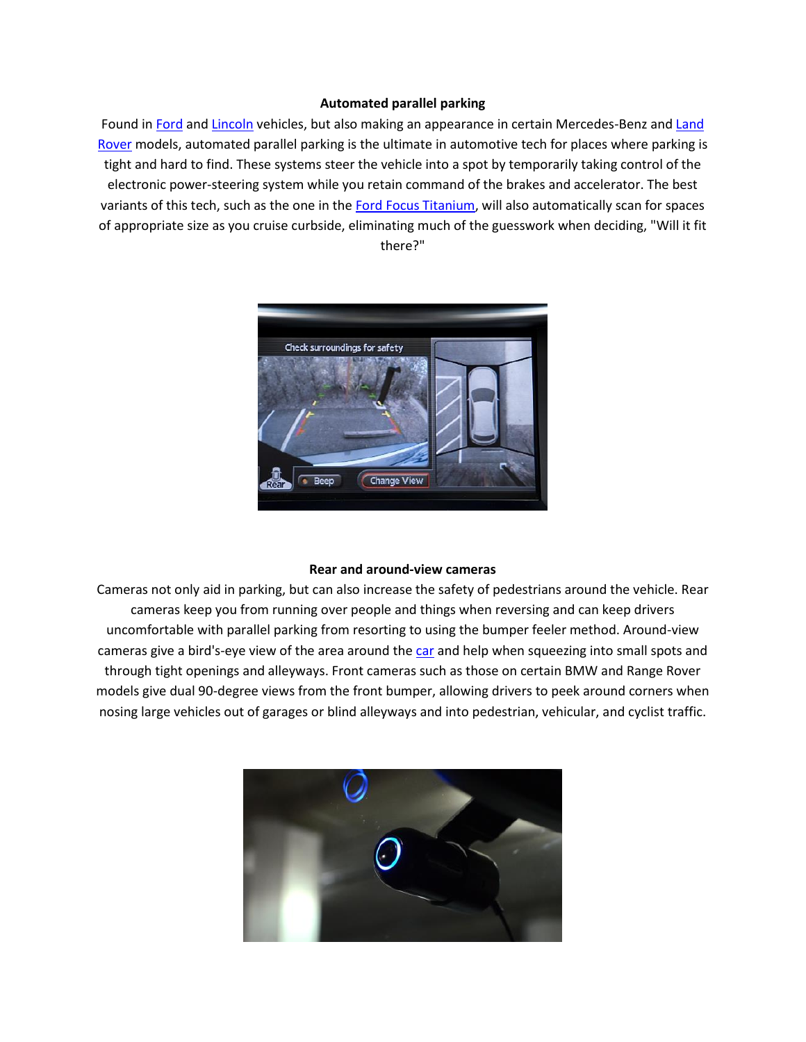**Automated parallel parking**

Found in Ford and Lincoln vehicles, but also making an appearance in certain Mercedes-Benz and Land Rover models, automated parallel parking is the ultimate in automotive tech for places where parking is tight and hard to find. These systems steer the vehicle into a spot by temporarily taking control of the electronic power-steering system while you retain command of the brakes and accelerator. The best variants of this tech, such as the one in the Ford Focus Titanium, will also automatically scan for spaces of appropriate size as you cruise curbside, eliminating much of the guesswork when deciding, "Will it fit there?"

**Rear and around-view cameras**

Cameras not only aid in parking, but can also increase the safety of pedestrians around the vehicle. Rear cameras keep you from running over people and things when reversing and can keep drivers uncomfortable with parallel parking from resorting to using the bumper feeler method. Around-view cameras give a bird's-eye view of the area around the car and help when squeezing into small spots and through tight openings and alleyways. Front cameras such as those on certain BMW and Range Rover models give dual 90-degree views from the front bumper, allowing drivers to peek around corners when nosing large vehicles out of garages or blind alleyways and into pedestrian, vehicular, and cyclist traffic.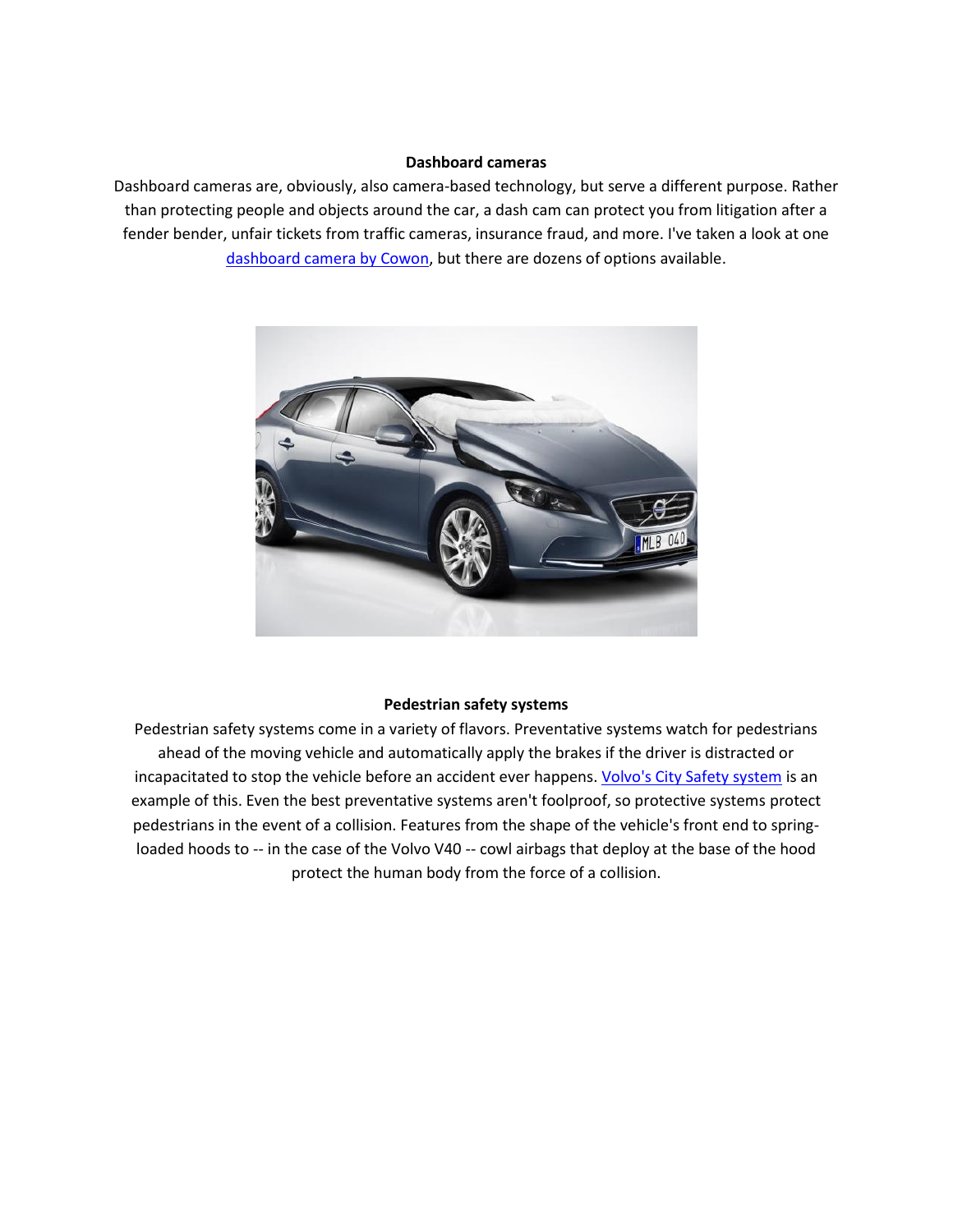**Dashboard cameras**

Dashboard cameras are, obviously, also camera-based technology, but serve a different purpose. Rather than protecting people and objects around the car, a dash cam can protect you from litigation after a fender bender, unfair tickets from traffic cameras, insurance fraud, and more. I've taken a look at one [dashboard camera by Cowon](), but there are dozens of options available.

**Pedestrian safety systems**

Pedestrian safety systems come in a variety of flavors. Preventative systems watch for pedestrians ahead of the moving vehicle and automatically apply the brakes if the driver is distracted or incapacitated to stop the vehicle before an accident ever happens. [Volvo's City Safety system]() is an example of this. Even the best preventative systems aren't foolproof, so protective systems protect pedestrians in the event of a collision. Features from the shape of the vehicle's front end to spring-loaded hoods to -- in the case of the Volvo V40 -- cowl airbags that deploy at the base of the hood protect the human body from the force of a collision.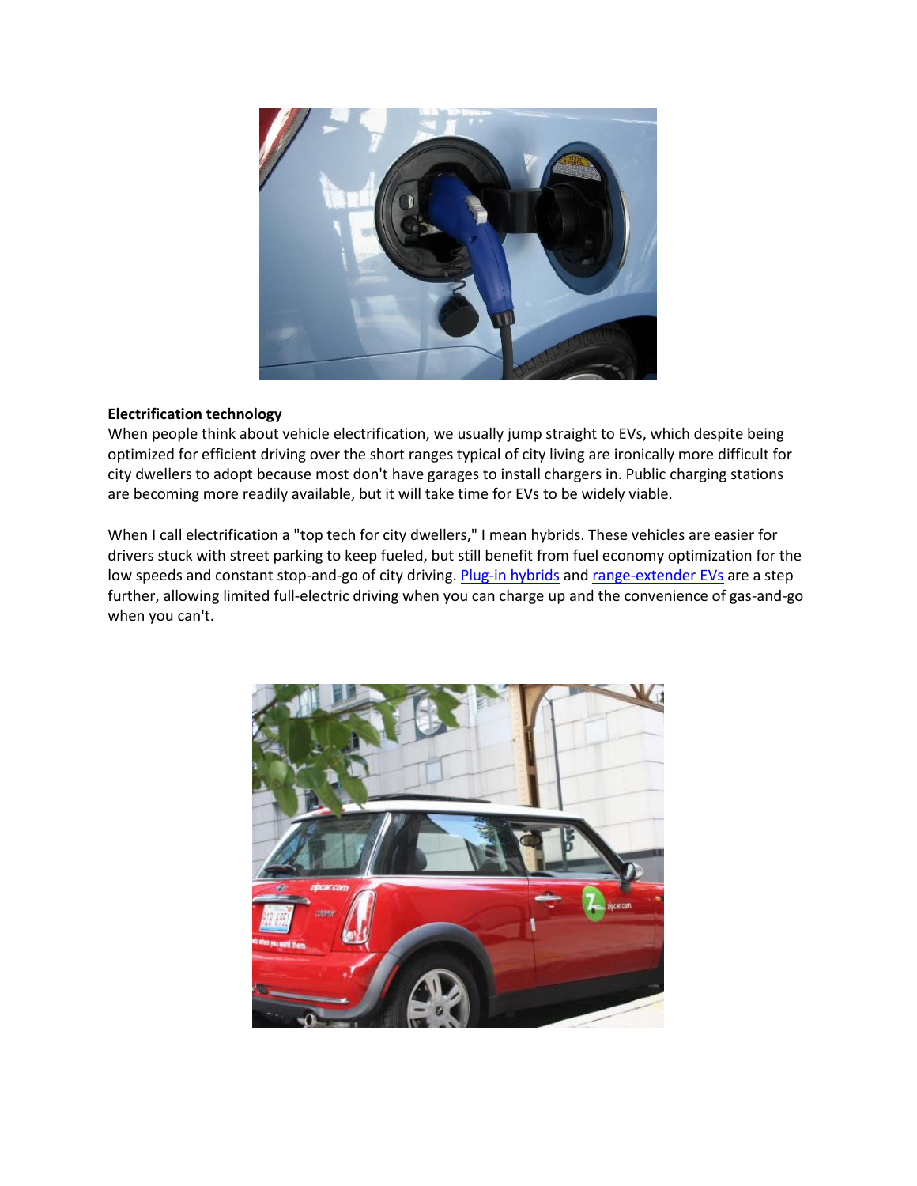**Electrification technology**

When people think about vehicle electrification, we usually jump straight to EVs, which despite being optimized for efficient driving over the short ranges typical of city living are ironically more difficult for city dwellers to adopt because most don't have garages to install chargers in. Public charging stations are becoming more readily available, but it will take time for EVs to be widely viable.

When I call electrification a "top tech for city dwellers," I mean hybrids. These vehicles are easier for drivers stuck with street parking to keep fueled, but still benefit from fuel economy optimization for the low speeds and constant stop-and-go of city driving. Plug-in hybrids and range-extender EVs are a step further, allowing limited full-electric driving when you can charge up and the convenience of gas-and-go when you can't.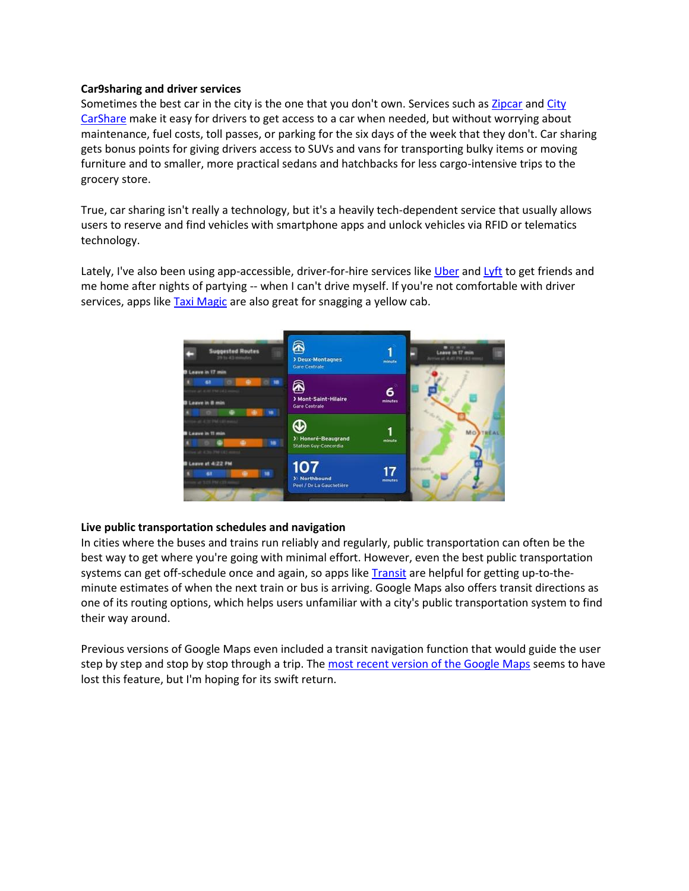**Car9sharing and driver services**

Sometimes the best car in the city is the one that you don't own. Services such as Zipcar and City CarShare make it easy for drivers to get access to a car when needed, but without worrying about maintenance, fuel costs, toll passes, or parking for the six days of the week that they don't. Car sharing gets bonus points for giving drivers access to SUVs and vans for transporting bulky items or moving furniture and to smaller, more practical sedans and hatchbacks for less cargo-intensive trips to the grocery store.

True, car sharing isn't really a technology, but it's a heavily tech-dependent service that usually allows users to reserve and find vehicles with smartphone apps and unlock vehicles via RFID or telematics technology.

Lately, I've also been using app-accessible, driver-for-hire services like Uber and Lyft to get friends and me home after nights of partying -- when I can't drive myself. If you're not comfortable with driver services, apps like Taxi Magic are also great for snagging a yellow cab.

**Live public transportation schedules and navigation**

In cities where the buses and trains run reliably and regularly, public transportation can often be the best way to get where you're going with minimal effort. However, even the best public transportation systems can get off-schedule once and again, so apps like Transit are helpful for getting up-to-the-minute estimates of when the next train or bus is arriving. Google Maps also offers transit directions as one of its routing options, which helps users unfamiliar with a city's public transportation system to find their way around.

Previous versions of Google Maps even included a transit navigation function that would guide the user step by step and stop by stop through a trip. The most recent version of the Google Maps seems to have lost this feature, but I'm hoping for its swift return.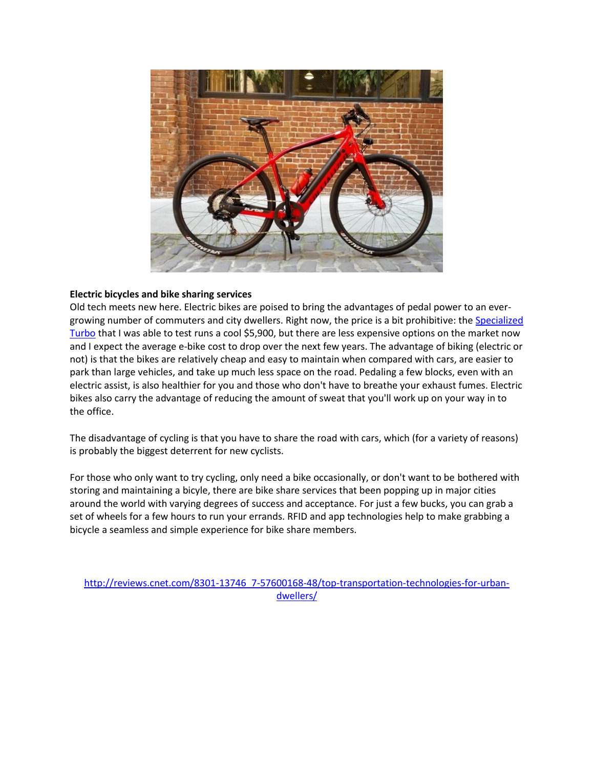**Electric bicycles and bike sharing services**

Old tech meets new here. Electric bikes are poised to bring the advantages of pedal power to an ever-growing number of commuters and city dwellers. Right now, the price is a bit prohibitive: the Specialized Turbo that I was able to test runs a cool $5,900, but there are less expensive options on the market now and I expect the average e-bike cost to drop over the next few years. The advantage of biking (electric or not) is that the bikes are relatively cheap and easy to maintain when compared with cars, are easier to park than large vehicles, and take up much less space on the road. Pedaling a few blocks, even with an electric assist, is also healthier for you and those who don't have to breathe your exhaust fumes. Electric bikes also carry the advantage of reducing the amount of sweat that you'll work up on your way in to the office.

The disadvantage of cycling is that you have to share the road with cars, which (for a variety of reasons) is probably the biggest deterrent for new cyclists.

For those who only want to try cycling, only need a bike occasionally, or don't want to be bothered with storing and maintaining a bicyle, there are bike share services that been popping up in major cities around the world with varying degrees of success and acceptance. For just a few bucks, you can grab a set of wheels for a few hours to run your errands. RFID and app technologies help to make grabbing a bicycle a seamless and simple experience for bike share members.

http://reviews.cnet.com/8301-13746_7-57600168-48/top-transportation-technologies-for-urban-dwellers/